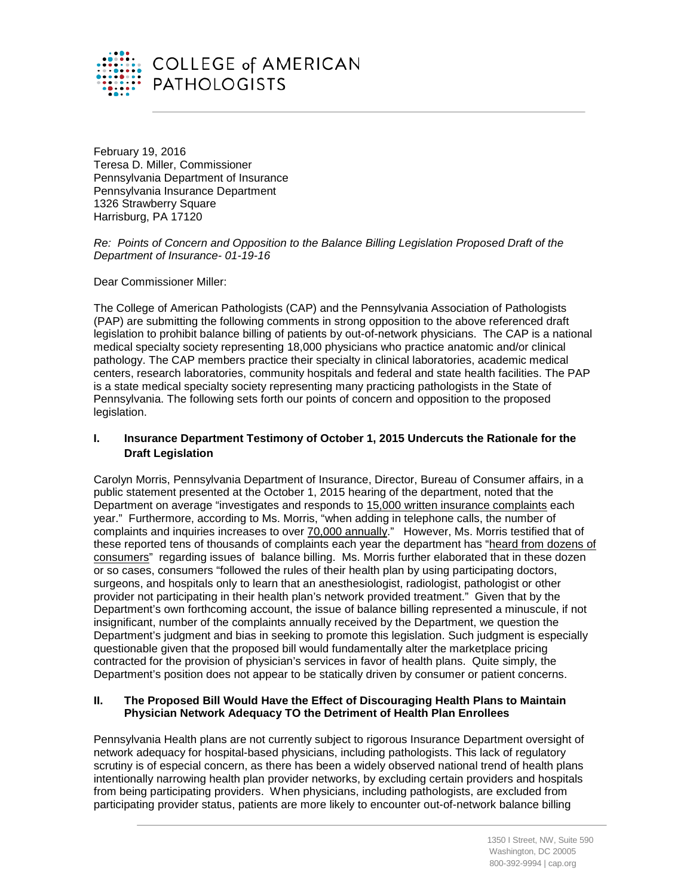February 19, 2016
Teresa D. Miller, Commissioner
Pennsylvania Department of Insurance
Pennsylvania Insurance Department
1326 Strawberry Square
Harrisburg, PA 17120

*Re: Points of Concern and Opposition to the Balance Billing Legislation Proposed Draft of the Department of Insurance- 01-19-16*

Dear Commissioner Miller:

The College of American Pathologists (CAP) and the Pennsylvania Association of Pathologists (PAP) are submitting the following comments in strong opposition to the above referenced draft legislation to prohibit balance billing of patients by out-of-network physicians. The CAP is a national medical specialty society representing 18,000 physicians who practice anatomic and/or clinical pathology. The CAP members practice their specialty in clinical laboratories, academic medical centers, research laboratories, community hospitals and federal and state health facilities. The PAP is a state medical specialty society representing many practicing pathologists in the State of Pennsylvania. The following sets forth our points of concern and opposition to the proposed legislation.

## I. Insurance Department Testimony of October 1, 2015 Undercuts the Rationale for the Draft Legislation

Carolyn Morris, Pennsylvania Department of Insurance, Director, Bureau of Consumer affairs, in a public statement presented at the October 1, 2015 hearing of the department, noted that the Department on average "investigates and responds to 15,000 written insurance complaints each year." Furthermore, according to Ms. Morris, "when adding in telephone calls, the number of complaints and inquiries increases to over 70,000 annually." However, Ms. Morris testified that of these reported tens of thousands of complaints each year the department has "heard from dozens of consumers" regarding issues of balance billing. Ms. Morris further elaborated that in these dozen or so cases, consumers "followed the rules of their health plan by using participating doctors, surgeons, and hospitals only to learn that an anesthesiologist, radiologist, pathologist or other provider not participating in their health plan's network provided treatment." Given that by the Department's own forthcoming account, the issue of balance billing represented a minuscule, if not insignificant, number of the complaints annually received by the Department, we question the Department's judgment and bias in seeking to promote this legislation. Such judgment is especially questionable given that the proposed bill would fundamentally alter the marketplace pricing contracted for the provision of physician's services in favor of health plans. Quite simply, the Department's position does not appear to be statically driven by consumer or patient concerns.

## II. The Proposed Bill Would Have the Effect of Discouraging Health Plans to Maintain Physician Network Adequacy TO the Detriment of Health Plan Enrollees

Pennsylvania Health plans are not currently subject to rigorous Insurance Department oversight of network adequacy for hospital-based physicians, including pathologists. This lack of regulatory scrutiny is of especial concern, as there has been a widely observed national trend of health plans intentionally narrowing health plan provider networks, by excluding certain providers and hospitals from being participating providers. When physicians, including pathologists, are excluded from participating provider status, patients are more likely to encounter out-of-network balance billing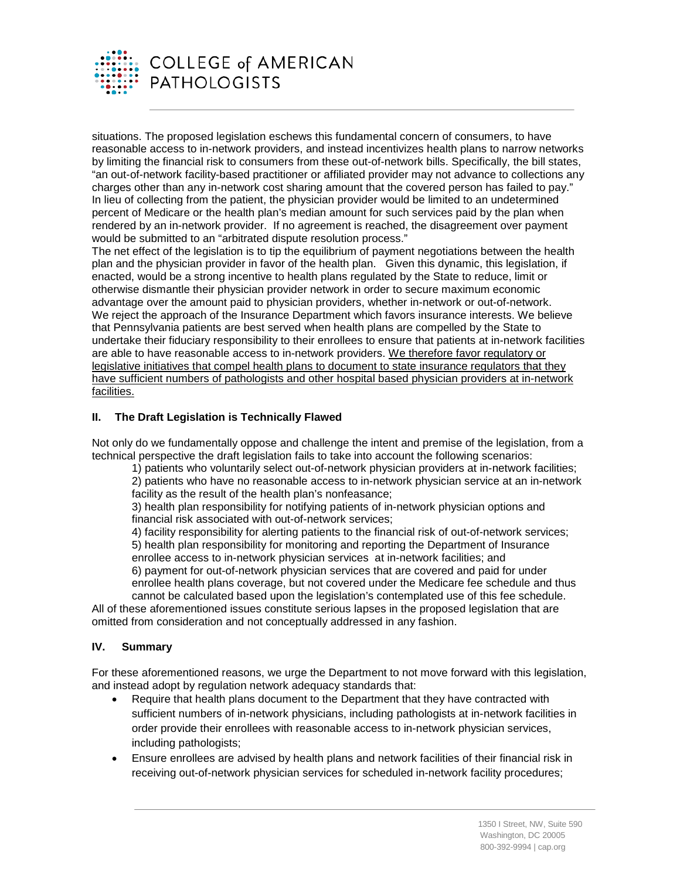situations. The proposed legislation eschews this fundamental concern of consumers, to have reasonable access to in-network providers, and instead incentivizes health plans to narrow networks by limiting the financial risk to consumers from these out-of-network bills. Specifically, the bill states, "an out-of-network facility-based practitioner or affiliated provider may not advance to collections any charges other than any in-network cost sharing amount that the covered person has failed to pay." In lieu of collecting from the patient, the physician provider would be limited to an undetermined percent of Medicare or the health plan's median amount for such services paid by the plan when rendered by an in-network provider. If no agreement is reached, the disagreement over payment would be submitted to an "arbitrated dispute resolution process."

The net effect of the legislation is to tip the equilibrium of payment negotiations between the health plan and the physician provider in favor of the health plan. Given this dynamic, this legislation, if enacted, would be a strong incentive to health plans regulated by the State to reduce, limit or otherwise dismantle their physician provider network in order to secure maximum economic advantage over the amount paid to physician providers, whether in-network or out-of-network.

We reject the approach of the Insurance Department which favors insurance interests. We believe that Pennsylvania patients are best served when health plans are compelled by the State to undertake their fiduciary responsibility to their enrollees to ensure that patients at in-network facilities are able to have reasonable access to in-network providers. <u>We therefore favor regulatory or legislative initiatives that compel health plans to document to state insurance regulators that they have sufficient numbers of pathologists and other hospital based physician providers at in-network facilities.</u>

## II. The Draft Legislation is Technically Flawed

Not only do we fundamentally oppose and challenge the intent and premise of the legislation, from a technical perspective the draft legislation fails to take into account the following scenarios:

1) patients who voluntarily select out-of-network physician providers at in-network facilities;
2) patients who have no reasonable access to in-network physician service at an in-network facility as the result of the health plan's nonfeasance;
3) health plan responsibility for notifying patients of in-network physician options and financial risk associated with out-of-network services;
4) facility responsibility for alerting patients to the financial risk of out-of-network services;
5) health plan responsibility for monitoring and reporting the Department of Insurance enrollee access to in-network physician services at in-network facilities; and
6) payment for out-of-network physician services that are covered and paid for under enrollee health plans coverage, but not covered under the Medicare fee schedule and thus cannot be calculated based upon the legislation's contemplated use of this fee schedule.

All of these aforementioned issues constitute serious lapses in the proposed legislation that are omitted from consideration and not conceptually addressed in any fashion.

## IV. Summary

For these aforementioned reasons, we urge the Department to not move forward with this legislation, and instead adopt by regulation network adequacy standards that:

- Require that health plans document to the Department that they have contracted with sufficient numbers of in-network physicians, including pathologists at in-network facilities in order provide their enrollees with reasonable access to in-network physician services, including pathologists;
- Ensure enrollees are advised by health plans and network facilities of their financial risk in receiving out-of-network physician services for scheduled in-network facility procedures;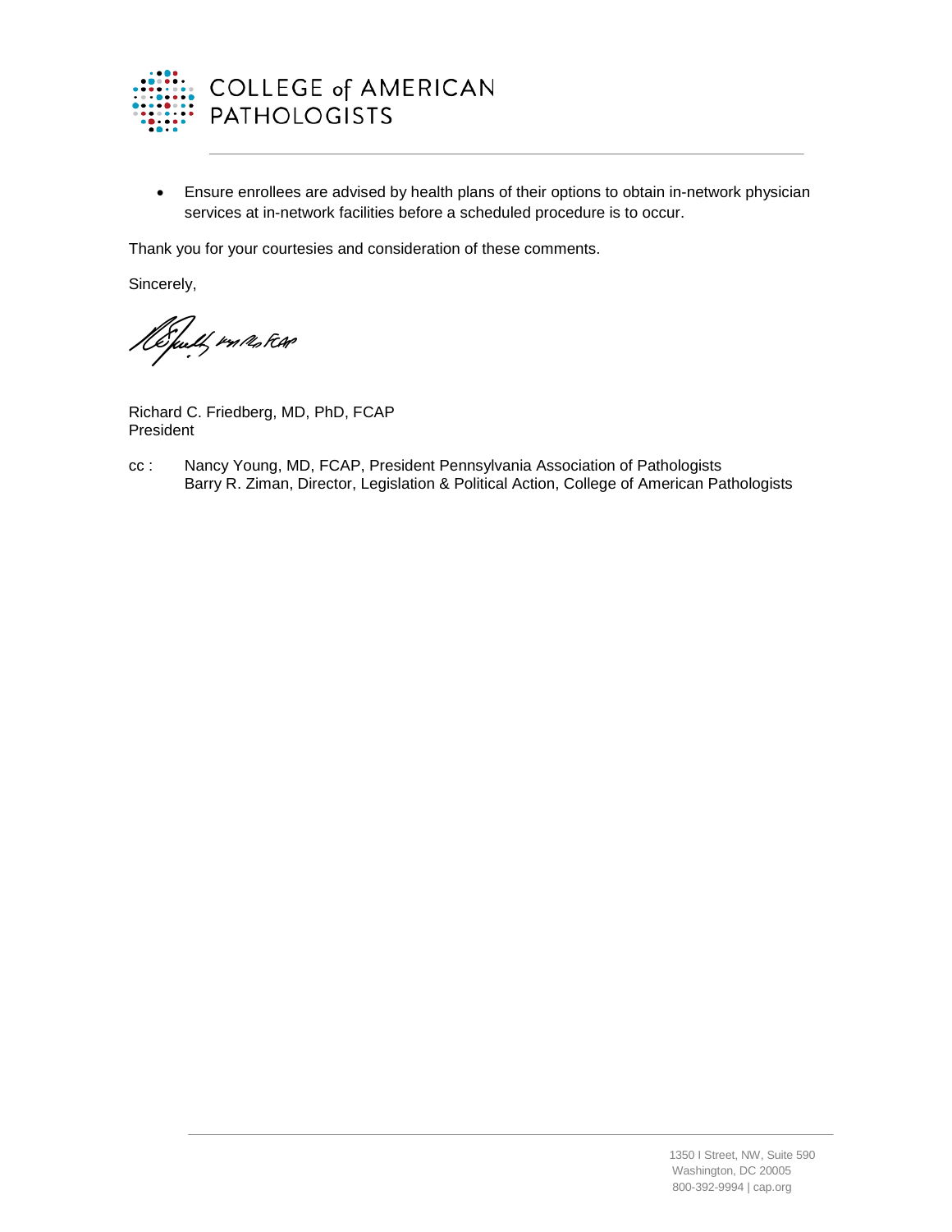- Ensure enrollees are advised by health plans of their options to obtain in-network physician services at in-network facilities before a scheduled procedure is to occur.

Thank you for your courtesies and consideration of these comments.

Sincerely,

Richard C. Friedberg, MD, PhD, FCAP
President

cc : Nancy Young, MD, FCAP, President Pennsylvania Association of Pathologists
Barry R. Ziman, Director, Legislation & Political Action, College of American Pathologists